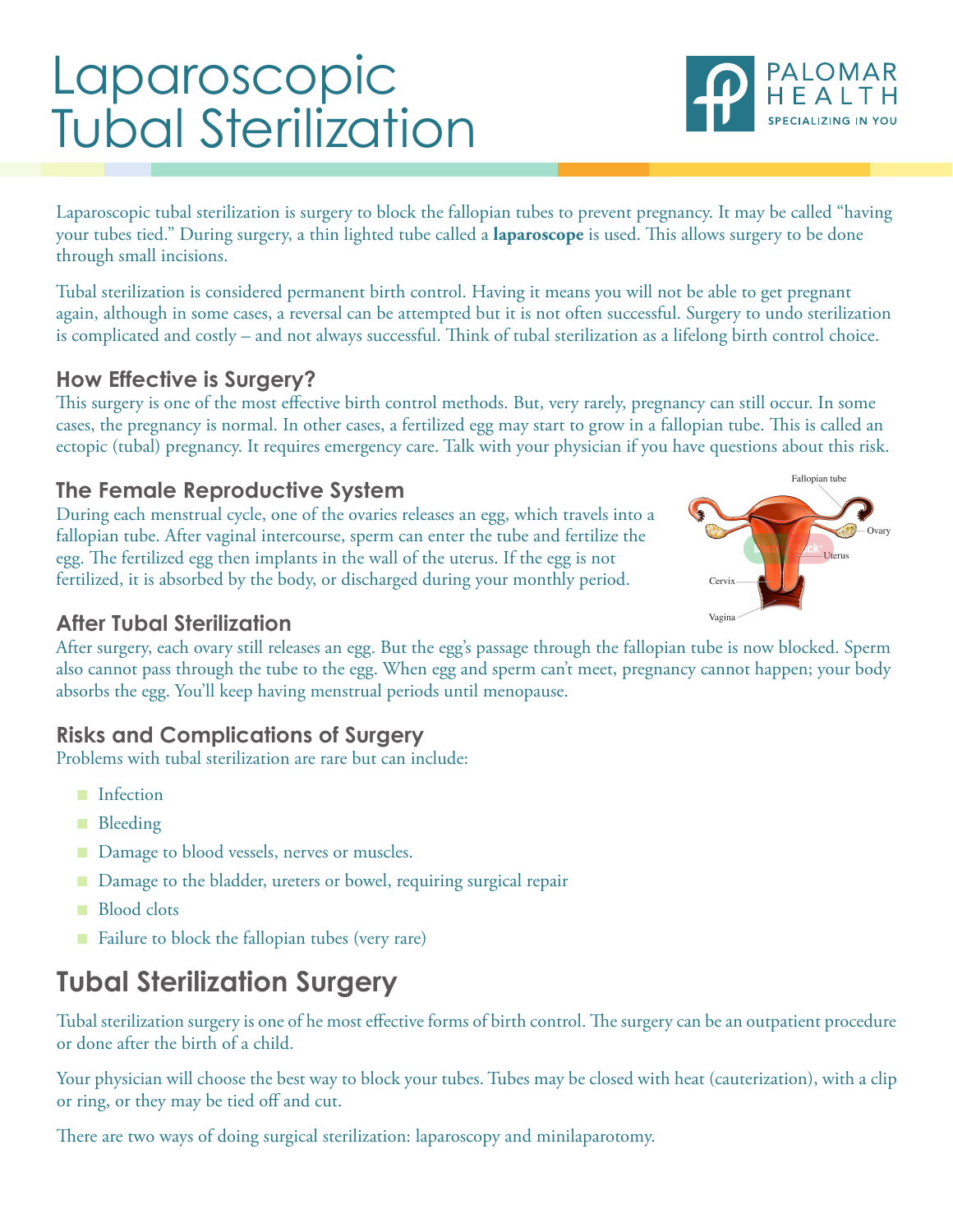# Laparoscopic Tubal Sterilization

Laparoscopic tubal sterilization is surgery to block the fallopian tubes to prevent pregnancy. It may be called "having your tubes tied." During surgery, a thin lighted tube called a **laparoscope** is used. This allows surgery to be done through small incisions.

Tubal sterilization is considered permanent birth control. Having it means you will not be able to get pregnant again, although in some cases, a reversal can be attempted but it is not often successful. Surgery to undo sterilization is complicated and costly – and not always successful. Think of tubal sterilization as a lifelong birth control choice.

### How Effective is Surgery?

This surgery is one of the most effective birth control methods. But, very rarely, pregnancy can still occur. In some cases, the pregnancy is normal. In other cases, a fertilized egg may start to grow in a fallopian tube. This is called an ectopic (tubal) pregnancy. It requires emergency care. Talk with your physician if you have questions about this risk.

### The Female Reproductive System

During each menstrual cycle, one of the ovaries releases an egg, which travels into a fallopian tube. After vaginal intercourse, sperm can enter the tube and fertilize the egg. The fertilized egg then implants in the wall of the uterus. If the egg is not fertilized, it is absorbed by the body, or discharged during your monthly period.

Fallopian tube
Ovary
Uterus
Cervix
Vagina

### After Tubal Sterilization

After surgery, each ovary still releases an egg. But the egg's passage through the fallopian tube is now blocked. Sperm also cannot pass through the tube to the egg. When egg and sperm can't meet, pregnancy cannot happen; your body absorbs the egg. You'll keep having menstrual periods until menopause.

### Risks and Complications of Surgery

Problems with tubal sterilization are rare but can include:

- Infection
- Bleeding
- Damage to blood vessels, nerves or muscles.
- Damage to the bladder, ureters or bowel, requiring surgical repair
- Blood clots
- Failure to block the fallopian tubes (very rare)

## Tubal Sterilization Surgery

Tubal sterilization surgery is one of he most effective forms of birth control. The surgery can be an outpatient procedure or done after the birth of a child.

Your physician will choose the best way to block your tubes. Tubes may be closed with heat (cauterization), with a clip or ring, or they may be tied off and cut.

There are two ways of doing surgical sterilization: laparoscopy and minilaparotomy.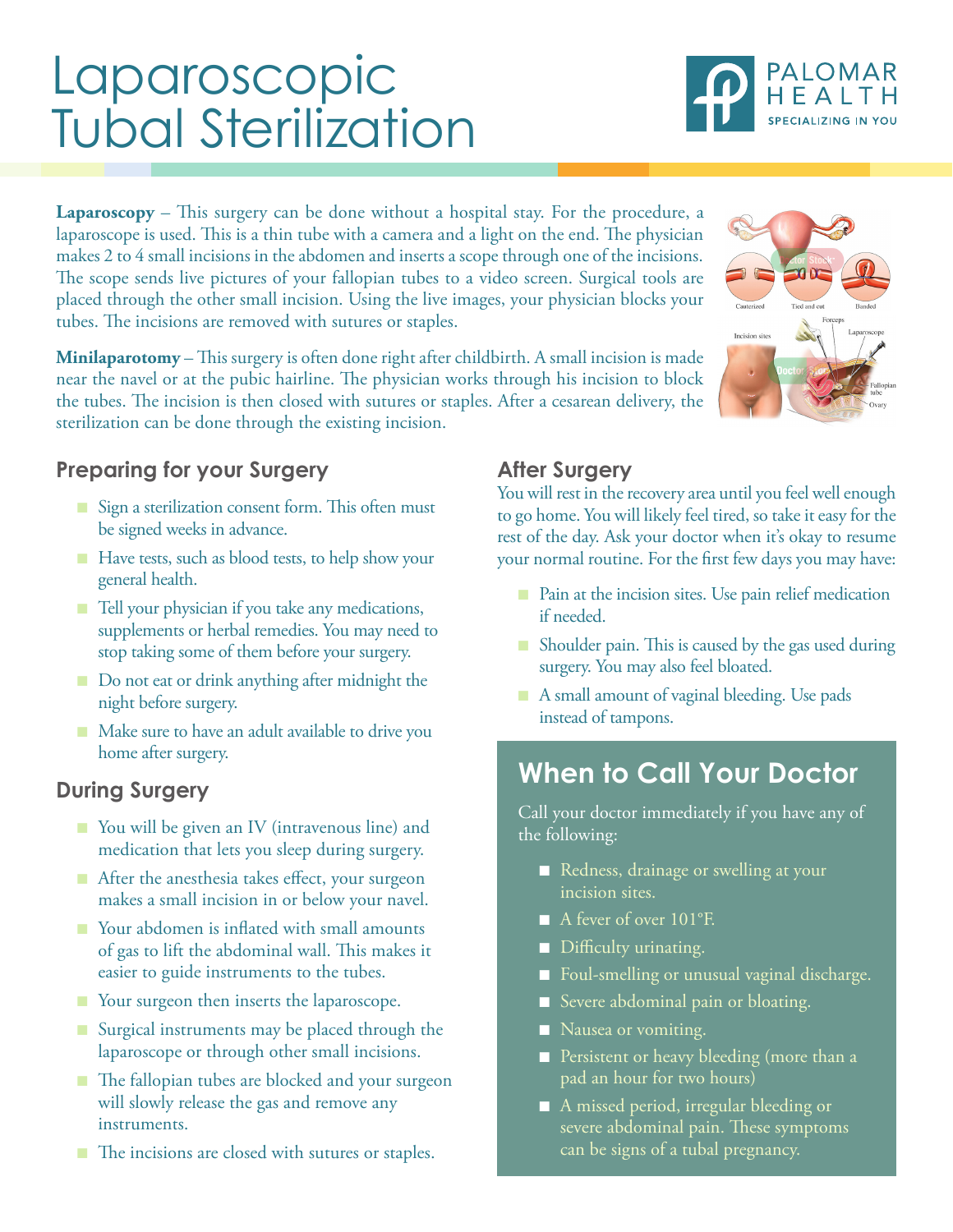# Laparoscopic Tubal Sterilization

PALOMAR HEALTH
SPECIALIZING IN YOU

**Laparoscopy** – This surgery can be done without a hospital stay. For the procedure, a laparoscope is used. This is a thin tube with a camera and a light on the end. The physician makes 2 to 4 small incisions in the abdomen and inserts a scope through one of the incisions. The scope sends live pictures of your fallopian tubes to a video screen. Surgical tools are placed through the other small incision. Using the live images, your physician blocks your tubes. The incisions are removed with sutures or staples.

**Minilaparotomy** – This surgery is often done right after childbirth. A small incision is made near the navel or at the pubic hairline. The physician works through his incision to block the tubes. The incision is then closed with sutures or staples. After a cesarean delivery, the sterilization can be done through the existing incision.

Cauterized
Tied and cut
Banded
Incision sites
Forceps
Laparoscope
Fallopian tube
Ovary

## Preparing for your Surgery

- Sign a sterilization consent form. This often must be signed weeks in advance.
- Have tests, such as blood tests, to help show your general health.
- Tell your physician if you take any medications, supplements or herbal remedies. You may need to stop taking some of them before your surgery.
- Do not eat or drink anything after midnight the night before surgery.
- Make sure to have an adult available to drive you home after surgery.

## During Surgery

- You will be given an IV (intravenous line) and medication that lets you sleep during surgery.
- After the anesthesia takes effect, your surgeon makes a small incision in or below your navel.
- Your abdomen is inflated with small amounts of gas to lift the abdominal wall. This makes it easier to guide instruments to the tubes.
- Your surgeon then inserts the laparoscope.
- Surgical instruments may be placed through the laparoscope or through other small incisions.
- The fallopian tubes are blocked and your surgeon will slowly release the gas and remove any instruments.
- The incisions are closed with sutures or staples.

## After Surgery

You will rest in the recovery area until you feel well enough to go home. You will likely feel tired, so take it easy for the rest of the day. Ask your doctor when it's okay to resume your normal routine. For the first few days you may have:

- Pain at the incision sites. Use pain relief medication if needed.
- Shoulder pain. This is caused by the gas used during surgery. You may also feel bloated.
- A small amount of vaginal bleeding. Use pads instead of tampons.

## When to Call Your Doctor

Call your doctor immediately if you have any of the following:

- Redness, drainage or swelling at your incision sites.
- A fever of over 101°F.
- Difficulty urinating.
- Foul-smelling or unusual vaginal discharge.
- Severe abdominal pain or bloating.
- Nausea or vomiting.
- Persistent or heavy bleeding (more than a pad an hour for two hours)
- A missed period, irregular bleeding or severe abdominal pain. These symptoms can be signs of a tubal pregnancy.